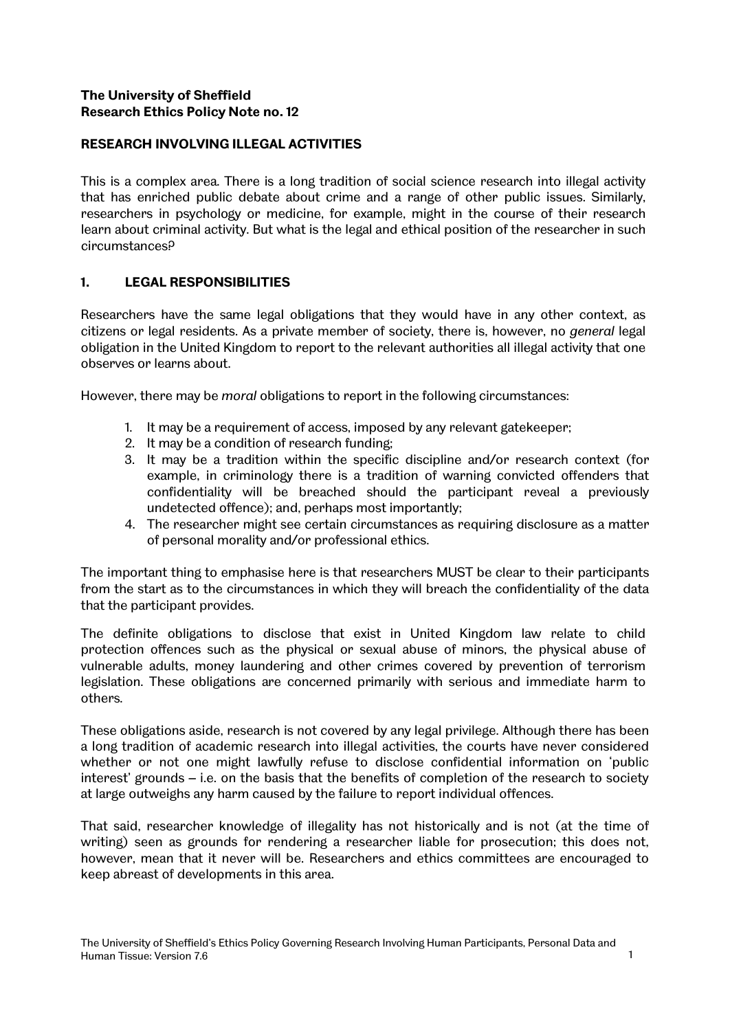**The University of Sheffield**
**Research Ethics Policy Note no. 12**

## RESEARCH INVOLVING ILLEGAL ACTIVITIES

This is a complex area. There is a long tradition of social science research into illegal activity that has enriched public debate about crime and a range of other public issues. Similarly, researchers in psychology or medicine, for example, might in the course of their research learn about criminal activity. But what is the legal and ethical position of the researcher in such circumstances?

### 1. LEGAL RESPONSIBILITIES

Researchers have the same legal obligations that they would have in any other context, as citizens or legal residents. As a private member of society, there is, however, no *general* legal obligation in the United Kingdom to report to the relevant authorities all illegal activity that one observes or learns about.

However, there may be *moral* obligations to report in the following circumstances:

1. It may be a requirement of access, imposed by any relevant gatekeeper;
2. It may be a condition of research funding;
3. It may be a tradition within the specific discipline and/or research context (for example, in criminology there is a tradition of warning convicted offenders that confidentiality will be breached should the participant reveal a previously undetected offence); and, perhaps most importantly;
4. The researcher might see certain circumstances as requiring disclosure as a matter of personal morality and/or professional ethics.

The important thing to emphasise here is that researchers MUST be clear to their participants from the start as to the circumstances in which they will breach the confidentiality of the data that the participant provides.

The definite obligations to disclose that exist in United Kingdom law relate to child protection offences such as the physical or sexual abuse of minors, the physical abuse of vulnerable adults, money laundering and other crimes covered by prevention of terrorism legislation. These obligations are concerned primarily with serious and immediate harm to others.

These obligations aside, research is not covered by any legal privilege. Although there has been a long tradition of academic research into illegal activities, the courts have never considered whether or not one might lawfully refuse to disclose confidential information on 'public interest' grounds – i.e. on the basis that the benefits of completion of the research to society at large outweighs any harm caused by the failure to report individual offences.

That said, researcher knowledge of illegality has not historically and is not (at the time of writing) seen as grounds for rendering a researcher liable for prosecution; this does not, however, mean that it never will be. Researchers and ethics committees are encouraged to keep abreast of developments in this area.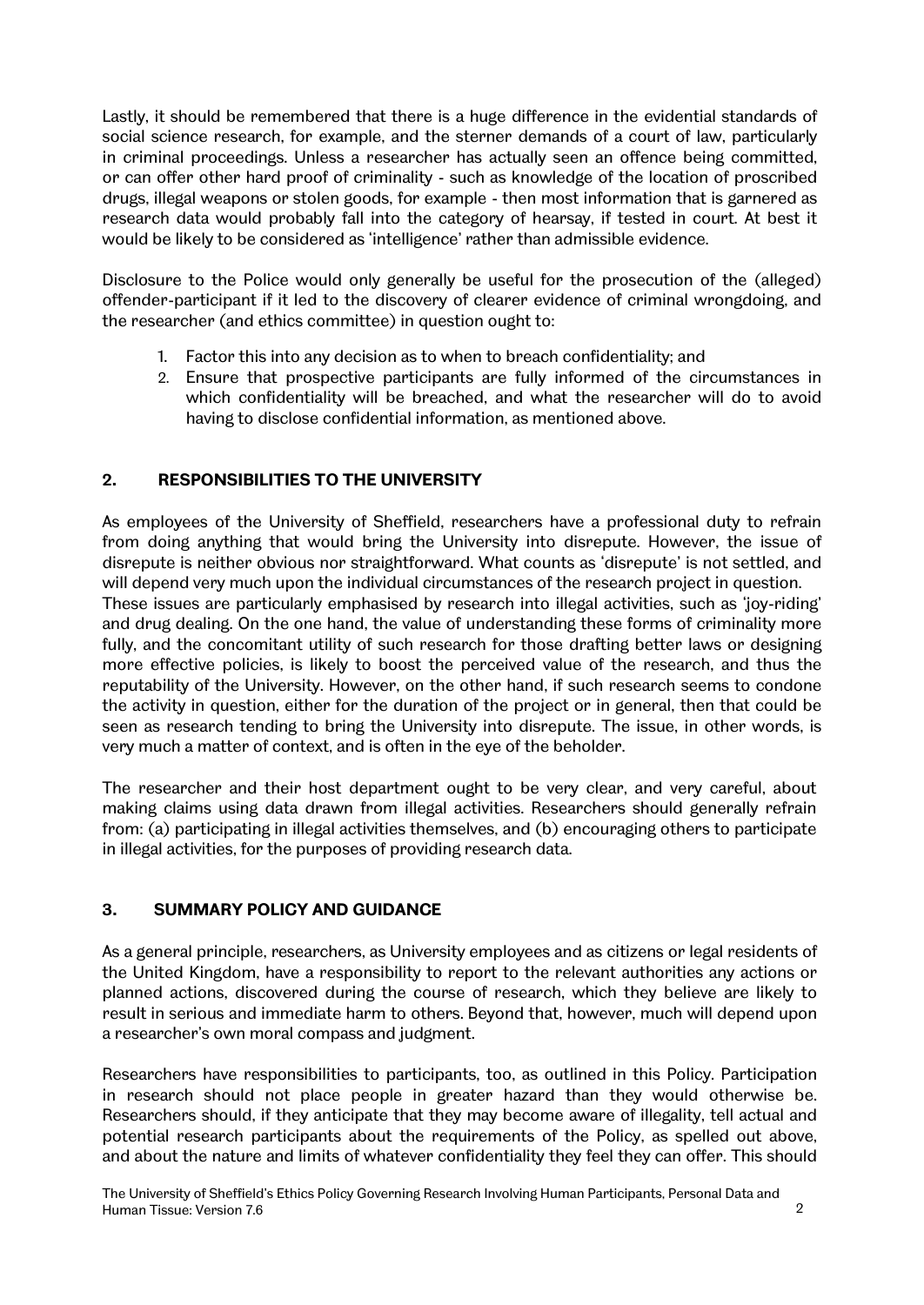Lastly, it should be remembered that there is a huge difference in the evidential standards of social science research, for example, and the sterner demands of a court of law, particularly in criminal proceedings. Unless a researcher has actually seen an offence being committed, or can offer other hard proof of criminality - such as knowledge of the location of proscribed drugs, illegal weapons or stolen goods, for example - then most information that is garnered as research data would probably fall into the category of hearsay, if tested in court. At best it would be likely to be considered as 'intelligence' rather than admissible evidence.

Disclosure to the Police would only generally be useful for the prosecution of the (alleged) offender-participant if it led to the discovery of clearer evidence of criminal wrongdoing, and the researcher (and ethics committee) in question ought to:

1. Factor this into any decision as to when to breach confidentiality; and
2. Ensure that prospective participants are fully informed of the circumstances in which confidentiality will be breached, and what the researcher will do to avoid having to disclose confidential information, as mentioned above.

## 2. RESPONSIBILITIES TO THE UNIVERSITY

As employees of the University of Sheffield, researchers have a professional duty to refrain from doing anything that would bring the University into disrepute. However, the issue of disrepute is neither obvious nor straightforward. What counts as 'disrepute' is not settled, and will depend very much upon the individual circumstances of the research project in question.
These issues are particularly emphasised by research into illegal activities, such as 'joy-riding' and drug dealing. On the one hand, the value of understanding these forms of criminality more fully, and the concomitant utility of such research for those drafting better laws or designing more effective policies, is likely to boost the perceived value of the research, and thus the reputability of the University. However, on the other hand, if such research seems to condone the activity in question, either for the duration of the project or in general, then that could be seen as research tending to bring the University into disrepute. The issue, in other words, is very much a matter of context, and is often in the eye of the beholder.

The researcher and their host department ought to be very clear, and very careful, about making claims using data drawn from illegal activities. Researchers should generally refrain from: (a) participating in illegal activities themselves, and (b) encouraging others to participate in illegal activities, for the purposes of providing research data.

## 3. SUMMARY POLICY AND GUIDANCE

As a general principle, researchers, as University employees and as citizens or legal residents of the United Kingdom, have a responsibility to report to the relevant authorities any actions or planned actions, discovered during the course of research, which they believe are likely to result in serious and immediate harm to others. Beyond that, however, much will depend upon a researcher's own moral compass and judgment.

Researchers have responsibilities to participants, too, as outlined in this Policy. Participation in research should not place people in greater hazard than they would otherwise be. Researchers should, if they anticipate that they may become aware of illegality, tell actual and potential research participants about the requirements of the Policy, as spelled out above, and about the nature and limits of whatever confidentiality they feel they can offer. This should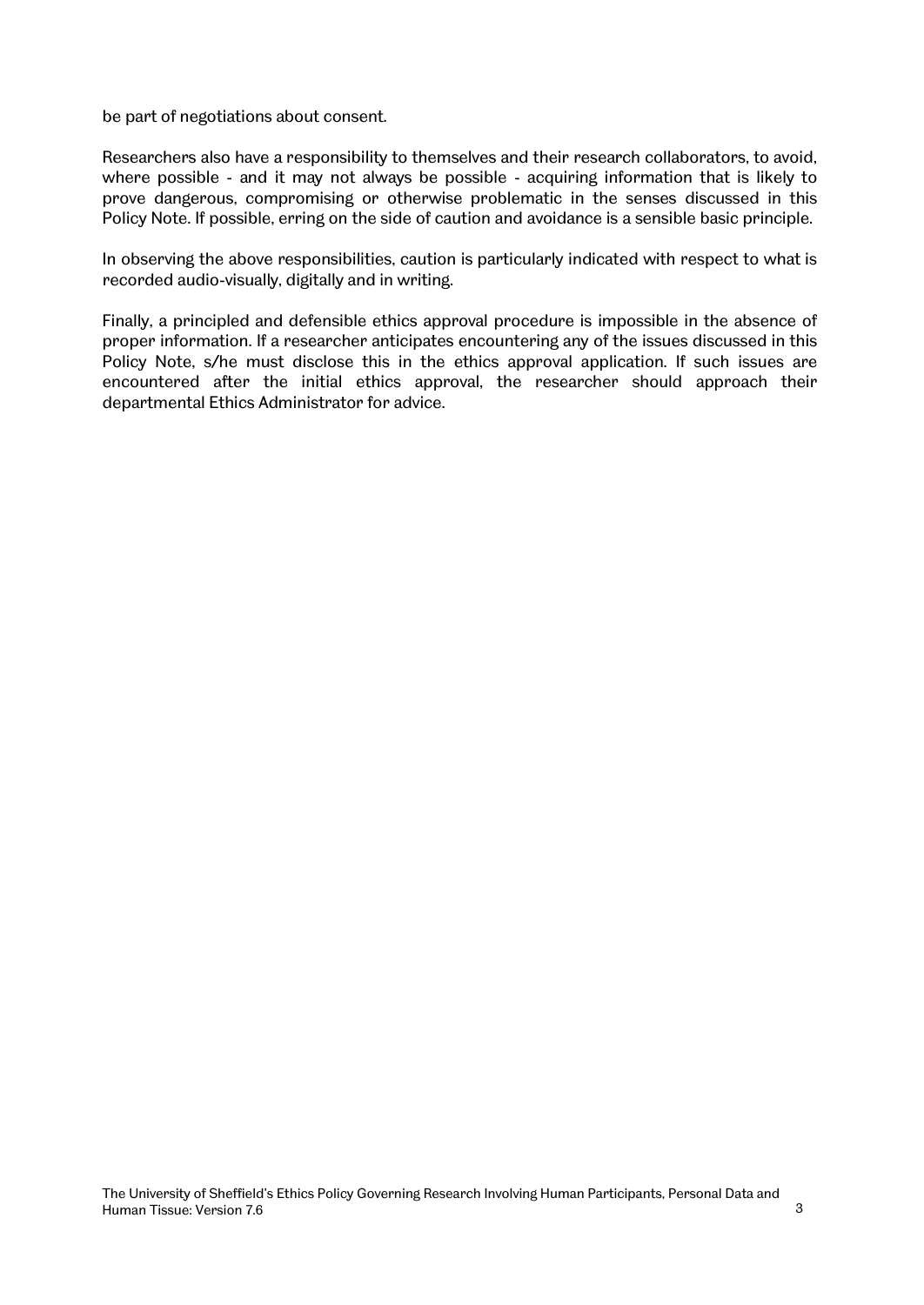be part of negotiations about consent.

Researchers also have a responsibility to themselves and their research collaborators, to avoid, where possible - and it may not always be possible - acquiring information that is likely to prove dangerous, compromising or otherwise problematic in the senses discussed in this Policy Note. If possible, erring on the side of caution and avoidance is a sensible basic principle.

In observing the above responsibilities, caution is particularly indicated with respect to what is recorded audio-visually, digitally and in writing.

Finally, a principled and defensible ethics approval procedure is impossible in the absence of proper information. If a researcher anticipates encountering any of the issues discussed in this Policy Note, s/he must disclose this in the ethics approval application. If such issues are encountered after the initial ethics approval, the researcher should approach their departmental Ethics Administrator for advice.